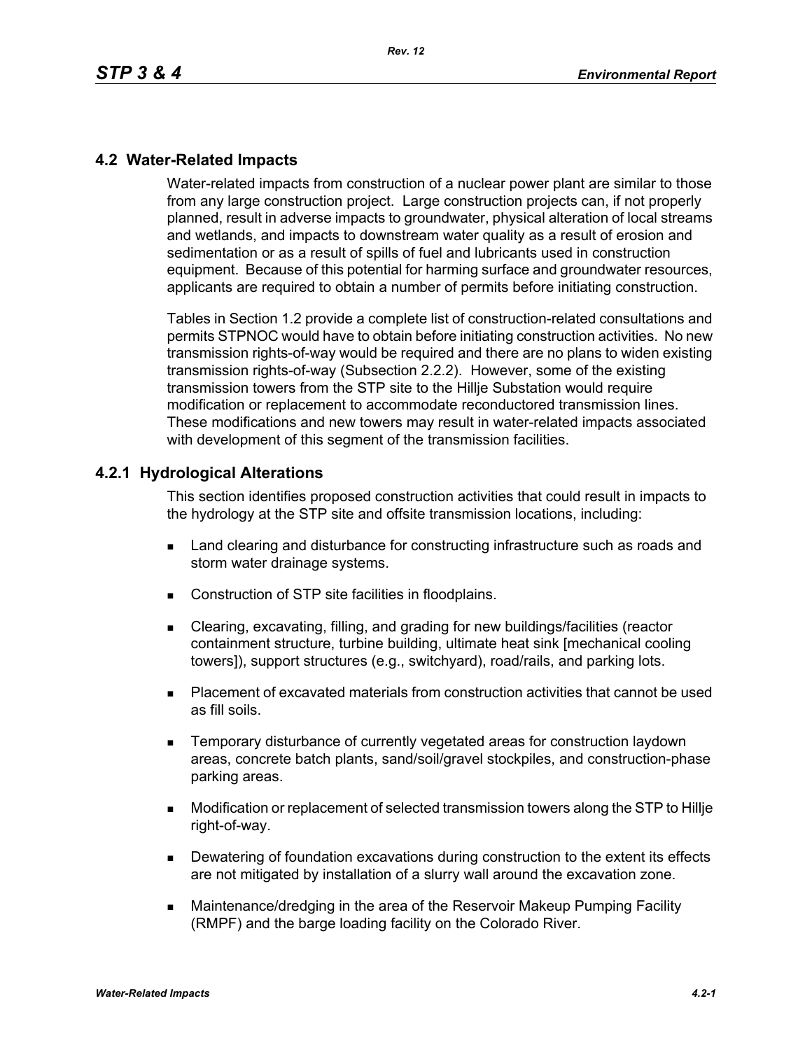## 4.2 Water-Related Impacts

Water-related impacts from construction of a nuclear power plant are similar to those from any large construction project. Large construction projects can, if not properly planned, result in adverse impacts to groundwater, physical alteration of local streams and wetlands, and impacts to downstream water quality as a result of erosion and sedimentation or as a result of spills of fuel and lubricants used in construction equipment. Because of this potential for harming surface and groundwater resources, applicants are required to obtain a number of permits before initiating construction.

Tables in Section 1.2 provide a complete list of construction-related consultations and permits STPNOC would have to obtain before initiating construction activities. No new transmission rights-of-way would be required and there are no plans to widen existing transmission rights-of-way (Subsection 2.2.2). However, some of the existing transmission towers from the STP site to the Hillje Substation would require modification or replacement to accommodate reconductored transmission lines. These modifications and new towers may result in water-related impacts associated with development of this segment of the transmission facilities.

### 4.2.1 Hydrological Alterations

This section identifies proposed construction activities that could result in impacts to the hydrology at the STP site and offsite transmission locations, including:

- Land clearing and disturbance for constructing infrastructure such as roads and storm water drainage systems.
- Construction of STP site facilities in floodplains.
- Clearing, excavating, filling, and grading for new buildings/facilities (reactor containment structure, turbine building, ultimate heat sink [mechanical cooling towers]), support structures (e.g., switchyard), road/rails, and parking lots.
- Placement of excavated materials from construction activities that cannot be used as fill soils.
- Temporary disturbance of currently vegetated areas for construction laydown areas, concrete batch plants, sand/soil/gravel stockpiles, and construction-phase parking areas.
- Modification or replacement of selected transmission towers along the STP to Hillje right-of-way.
- Dewatering of foundation excavations during construction to the extent its effects are not mitigated by installation of a slurry wall around the excavation zone.
- Maintenance/dredging in the area of the Reservoir Makeup Pumping Facility (RMPF) and the barge loading facility on the Colorado River.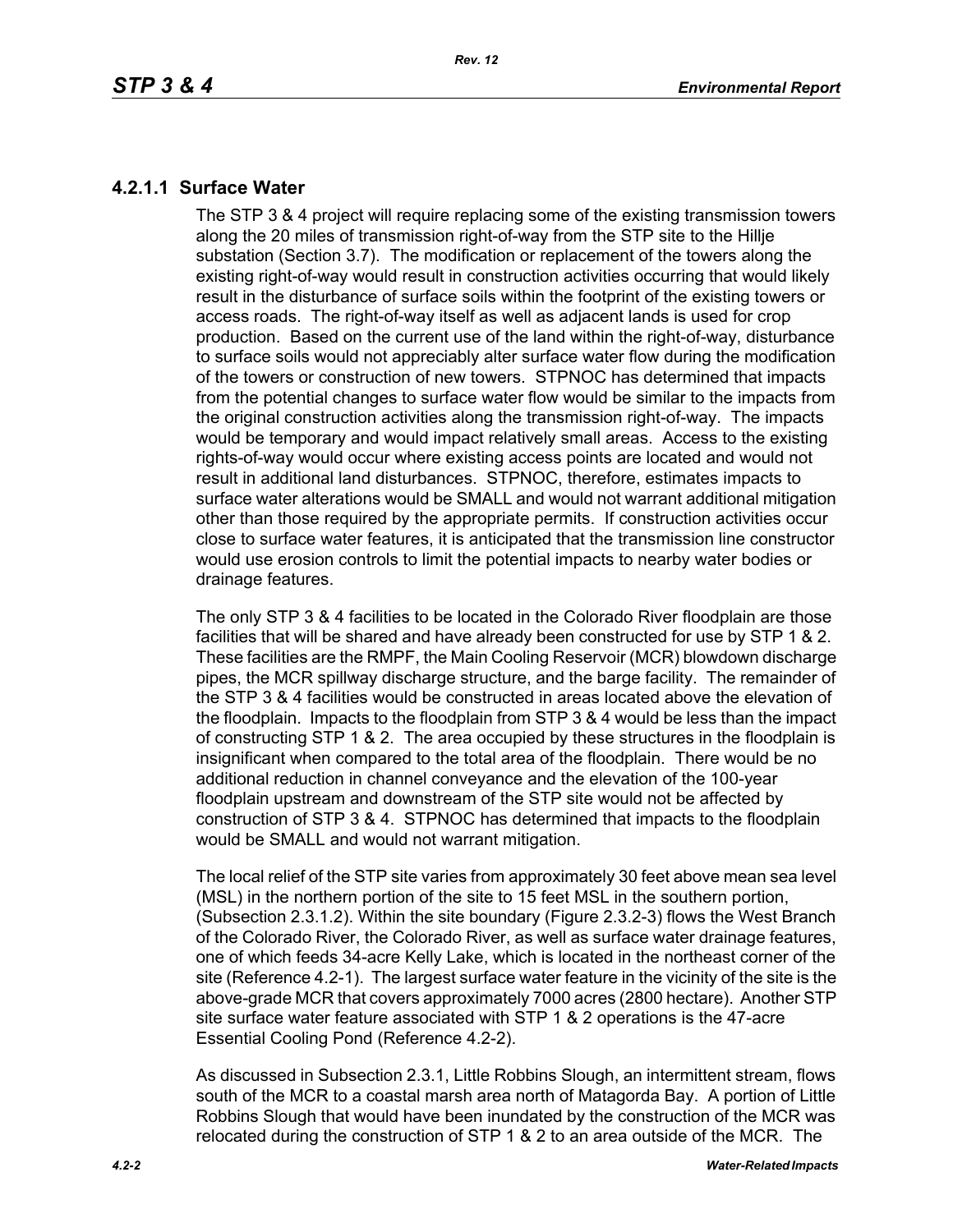### 4.2.1.1 Surface Water

The STP 3 & 4 project will require replacing some of the existing transmission towers along the 20 miles of transmission right-of-way from the STP site to the Hillje substation (Section 3.7). The modification or replacement of the towers along the existing right-of-way would result in construction activities occurring that would likely result in the disturbance of surface soils within the footprint of the existing towers or access roads. The right-of-way itself as well as adjacent lands is used for crop production. Based on the current use of the land within the right-of-way, disturbance to surface soils would not appreciably alter surface water flow during the modification of the towers or construction of new towers. STPNOC has determined that impacts from the potential changes to surface water flow would be similar to the impacts from the original construction activities along the transmission right-of-way. The impacts would be temporary and would impact relatively small areas. Access to the existing rights-of-way would occur where existing access points are located and would not result in additional land disturbances. STPNOC, therefore, estimates impacts to surface water alterations would be SMALL and would not warrant additional mitigation other than those required by the appropriate permits. If construction activities occur close to surface water features, it is anticipated that the transmission line constructor would use erosion controls to limit the potential impacts to nearby water bodies or drainage features.

The only STP 3 & 4 facilities to be located in the Colorado River floodplain are those facilities that will be shared and have already been constructed for use by STP 1 & 2. These facilities are the RMPF, the Main Cooling Reservoir (MCR) blowdown discharge pipes, the MCR spillway discharge structure, and the barge facility. The remainder of the STP 3 & 4 facilities would be constructed in areas located above the elevation of the floodplain. Impacts to the floodplain from STP 3 & 4 would be less than the impact of constructing STP 1 & 2. The area occupied by these structures in the floodplain is insignificant when compared to the total area of the floodplain. There would be no additional reduction in channel conveyance and the elevation of the 100-year floodplain upstream and downstream of the STP site would not be affected by construction of STP 3 & 4. STPNOC has determined that impacts to the floodplain would be SMALL and would not warrant mitigation.

The local relief of the STP site varies from approximately 30 feet above mean sea level (MSL) in the northern portion of the site to 15 feet MSL in the southern portion, (Subsection 2.3.1.2). Within the site boundary (Figure 2.3.2-3) flows the West Branch of the Colorado River, the Colorado River, as well as surface water drainage features, one of which feeds 34-acre Kelly Lake, which is located in the northeast corner of the site (Reference 4.2-1). The largest surface water feature in the vicinity of the site is the above-grade MCR that covers approximately 7000 acres (2800 hectare). Another STP site surface water feature associated with STP 1 & 2 operations is the 47-acre Essential Cooling Pond (Reference 4.2-2).

As discussed in Subsection 2.3.1, Little Robbins Slough, an intermittent stream, flows south of the MCR to a coastal marsh area north of Matagorda Bay. A portion of Little Robbins Slough that would have been inundated by the construction of the MCR was relocated during the construction of STP 1 & 2 to an area outside of the MCR. The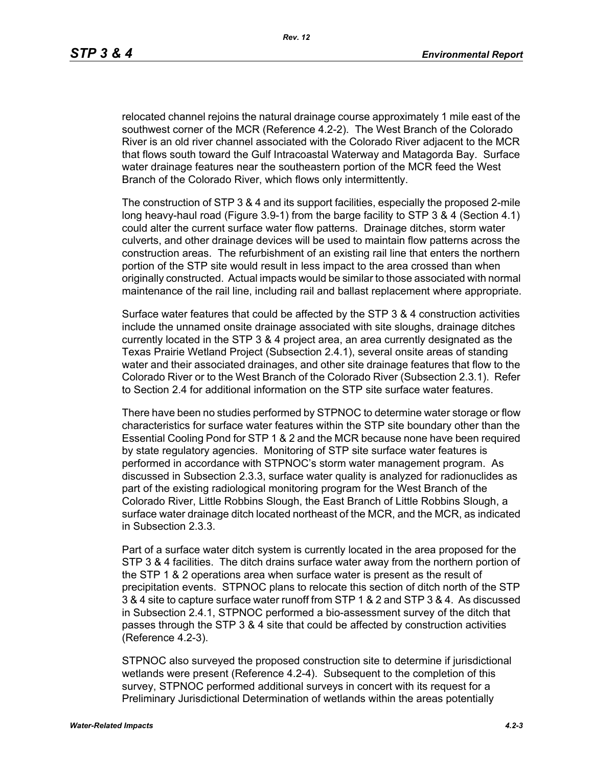relocated channel rejoins the natural drainage course approximately 1 mile east of the southwest corner of the MCR (Reference 4.2-2). The West Branch of the Colorado River is an old river channel associated with the Colorado River adjacent to the MCR that flows south toward the Gulf Intracoastal Waterway and Matagorda Bay. Surface water drainage features near the southeastern portion of the MCR feed the West Branch of the Colorado River, which flows only intermittently.

The construction of STP 3 & 4 and its support facilities, especially the proposed 2-mile long heavy-haul road (Figure 3.9-1) from the barge facility to STP 3 & 4 (Section 4.1) could alter the current surface water flow patterns. Drainage ditches, storm water culverts, and other drainage devices will be used to maintain flow patterns across the construction areas. The refurbishment of an existing rail line that enters the northern portion of the STP site would result in less impact to the area crossed than when originally constructed. Actual impacts would be similar to those associated with normal maintenance of the rail line, including rail and ballast replacement where appropriate.

Surface water features that could be affected by the STP 3 & 4 construction activities include the unnamed onsite drainage associated with site sloughs, drainage ditches currently located in the STP 3 & 4 project area, an area currently designated as the Texas Prairie Wetland Project (Subsection 2.4.1), several onsite areas of standing water and their associated drainages, and other site drainage features that flow to the Colorado River or to the West Branch of the Colorado River (Subsection 2.3.1). Refer to Section 2.4 for additional information on the STP site surface water features.

There have been no studies performed by STPNOC to determine water storage or flow characteristics for surface water features within the STP site boundary other than the Essential Cooling Pond for STP 1 & 2 and the MCR because none have been required by state regulatory agencies. Monitoring of STP site surface water features is performed in accordance with STPNOC's storm water management program. As discussed in Subsection 2.3.3, surface water quality is analyzed for radionuclides as part of the existing radiological monitoring program for the West Branch of the Colorado River, Little Robbins Slough, the East Branch of Little Robbins Slough, a surface water drainage ditch located northeast of the MCR, and the MCR, as indicated in Subsection 2.3.3.

Part of a surface water ditch system is currently located in the area proposed for the STP 3 & 4 facilities. The ditch drains surface water away from the northern portion of the STP 1 & 2 operations area when surface water is present as the result of precipitation events. STPNOC plans to relocate this section of ditch north of the STP 3 & 4 site to capture surface water runoff from STP 1 & 2 and STP 3 & 4. As discussed in Subsection 2.4.1, STPNOC performed a bio-assessment survey of the ditch that passes through the STP 3 & 4 site that could be affected by construction activities (Reference 4.2-3).

STPNOC also surveyed the proposed construction site to determine if jurisdictional wetlands were present (Reference 4.2-4). Subsequent to the completion of this survey, STPNOC performed additional surveys in concert with its request for a Preliminary Jurisdictional Determination of wetlands within the areas potentially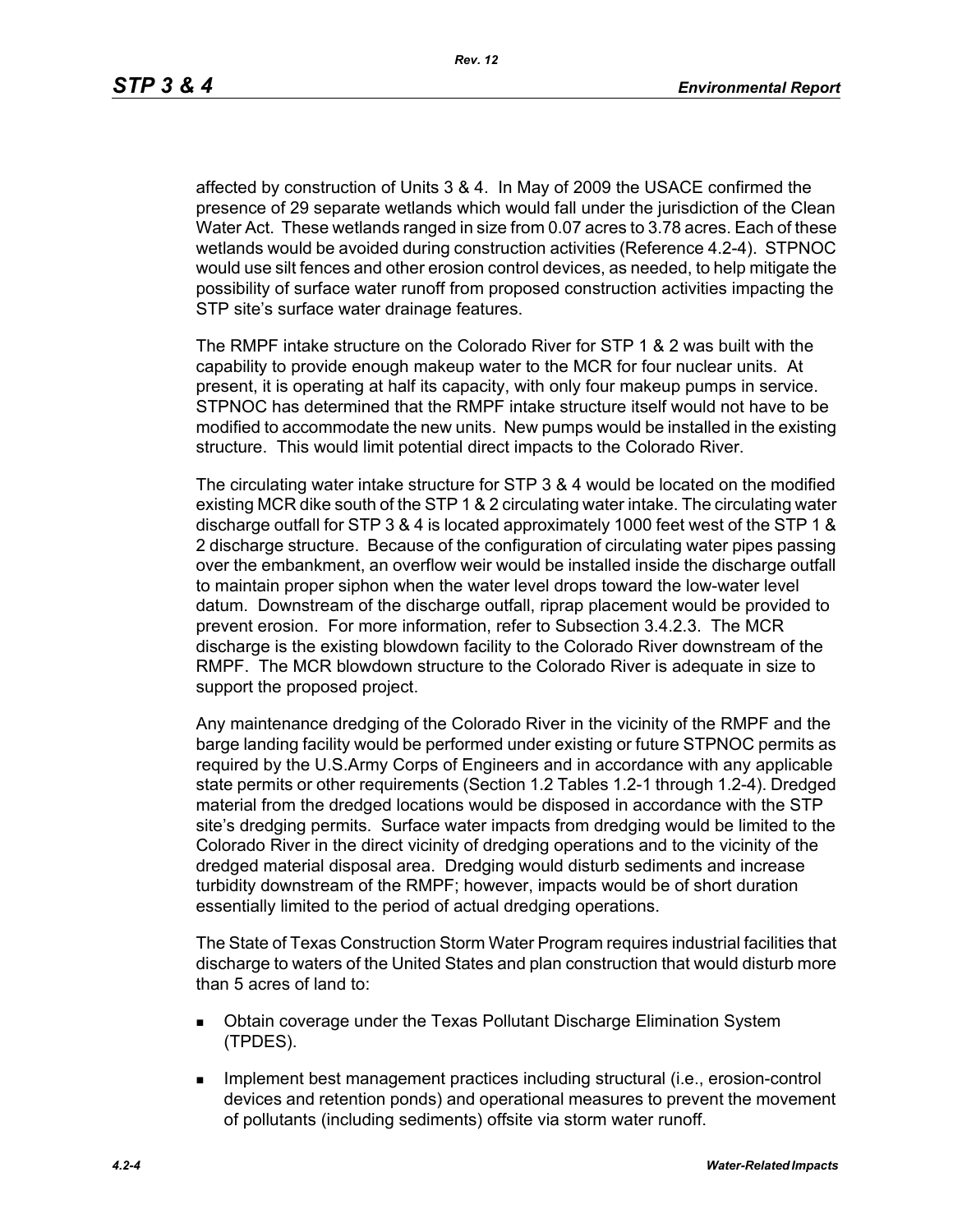affected by construction of Units 3 & 4. In May of 2009 the USACE confirmed the presence of 29 separate wetlands which would fall under the jurisdiction of the Clean Water Act. These wetlands ranged in size from 0.07 acres to 3.78 acres. Each of these wetlands would be avoided during construction activities (Reference 4.2-4). STPNOC would use silt fences and other erosion control devices, as needed, to help mitigate the possibility of surface water runoff from proposed construction activities impacting the STP site's surface water drainage features.

The RMPF intake structure on the Colorado River for STP 1 & 2 was built with the capability to provide enough makeup water to the MCR for four nuclear units. At present, it is operating at half its capacity, with only four makeup pumps in service. STPNOC has determined that the RMPF intake structure itself would not have to be modified to accommodate the new units. New pumps would be installed in the existing structure. This would limit potential direct impacts to the Colorado River.

The circulating water intake structure for STP 3 & 4 would be located on the modified existing MCR dike south of the STP 1 & 2 circulating water intake. The circulating water discharge outfall for STP 3 & 4 is located approximately 1000 feet west of the STP 1 & 2 discharge structure. Because of the configuration of circulating water pipes passing over the embankment, an overflow weir would be installed inside the discharge outfall to maintain proper siphon when the water level drops toward the low-water level datum. Downstream of the discharge outfall, riprap placement would be provided to prevent erosion. For more information, refer to Subsection 3.4.2.3. The MCR discharge is the existing blowdown facility to the Colorado River downstream of the RMPF. The MCR blowdown structure to the Colorado River is adequate in size to support the proposed project.

Any maintenance dredging of the Colorado River in the vicinity of the RMPF and the barge landing facility would be performed under existing or future STPNOC permits as required by the U.S.Army Corps of Engineers and in accordance with any applicable state permits or other requirements (Section 1.2 Tables 1.2-1 through 1.2-4). Dredged material from the dredged locations would be disposed in accordance with the STP site's dredging permits. Surface water impacts from dredging would be limited to the Colorado River in the direct vicinity of dredging operations and to the vicinity of the dredged material disposal area. Dredging would disturb sediments and increase turbidity downstream of the RMPF; however, impacts would be of short duration essentially limited to the period of actual dredging operations.

The State of Texas Construction Storm Water Program requires industrial facilities that discharge to waters of the United States and plan construction that would disturb more than 5 acres of land to:

- Obtain coverage under the Texas Pollutant Discharge Elimination System (TPDES).
- Implement best management practices including structural (i.e., erosion-control devices and retention ponds) and operational measures to prevent the movement of pollutants (including sediments) offsite via storm water runoff.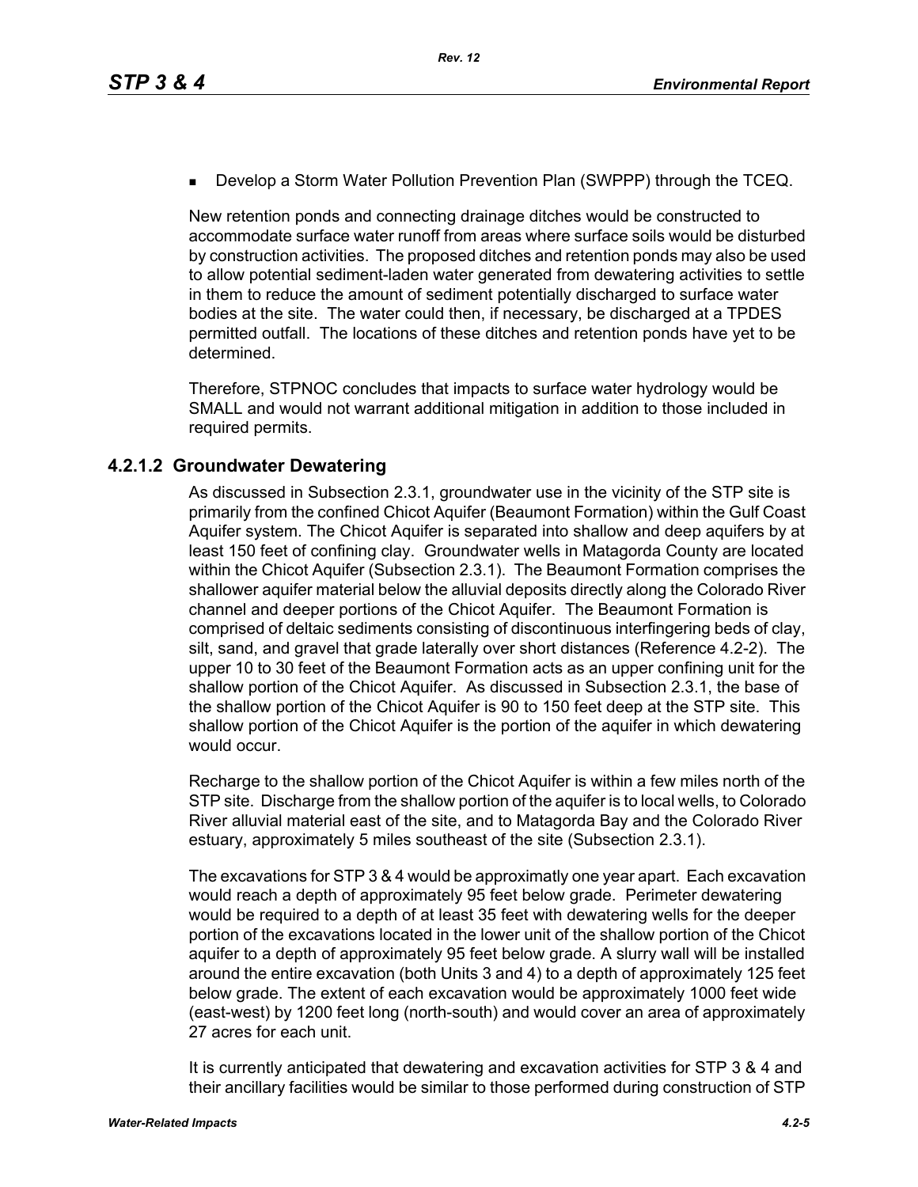- Develop a Storm Water Pollution Prevention Plan (SWPPP) through the TCEQ.

New retention ponds and connecting drainage ditches would be constructed to accommodate surface water runoff from areas where surface soils would be disturbed by construction activities. The proposed ditches and retention ponds may also be used to allow potential sediment-laden water generated from dewatering activities to settle in them to reduce the amount of sediment potentially discharged to surface water bodies at the site. The water could then, if necessary, be discharged at a TPDES permitted outfall. The locations of these ditches and retention ponds have yet to be determined.

Therefore, STPNOC concludes that impacts to surface water hydrology would be SMALL and would not warrant additional mitigation in addition to those included in required permits.

### 4.2.1.2 Groundwater Dewatering

As discussed in Subsection 2.3.1, groundwater use in the vicinity of the STP site is primarily from the confined Chicot Aquifer (Beaumont Formation) within the Gulf Coast Aquifer system. The Chicot Aquifer is separated into shallow and deep aquifers by at least 150 feet of confining clay. Groundwater wells in Matagorda County are located within the Chicot Aquifer (Subsection 2.3.1). The Beaumont Formation comprises the shallower aquifer material below the alluvial deposits directly along the Colorado River channel and deeper portions of the Chicot Aquifer. The Beaumont Formation is comprised of deltaic sediments consisting of discontinuous interfingering beds of clay, silt, sand, and gravel that grade laterally over short distances (Reference 4.2-2). The upper 10 to 30 feet of the Beaumont Formation acts as an upper confining unit for the shallow portion of the Chicot Aquifer. As discussed in Subsection 2.3.1, the base of the shallow portion of the Chicot Aquifer is 90 to 150 feet deep at the STP site. This shallow portion of the Chicot Aquifer is the portion of the aquifer in which dewatering would occur.

Recharge to the shallow portion of the Chicot Aquifer is within a few miles north of the STP site. Discharge from the shallow portion of the aquifer is to local wells, to Colorado River alluvial material east of the site, and to Matagorda Bay and the Colorado River estuary, approximately 5 miles southeast of the site (Subsection 2.3.1).

The excavations for STP 3 & 4 would be approximatly one year apart. Each excavation would reach a depth of approximately 95 feet below grade. Perimeter dewatering would be required to a depth of at least 35 feet with dewatering wells for the deeper portion of the excavations located in the lower unit of the shallow portion of the Chicot aquifer to a depth of approximately 95 feet below grade. A slurry wall will be installed around the entire excavation (both Units 3 and 4) to a depth of approximately 125 feet below grade. The extent of each excavation would be approximately 1000 feet wide (east-west) by 1200 feet long (north-south) and would cover an area of approximately 27 acres for each unit.

It is currently anticipated that dewatering and excavation activities for STP 3 & 4 and their ancillary facilities would be similar to those performed during construction of STP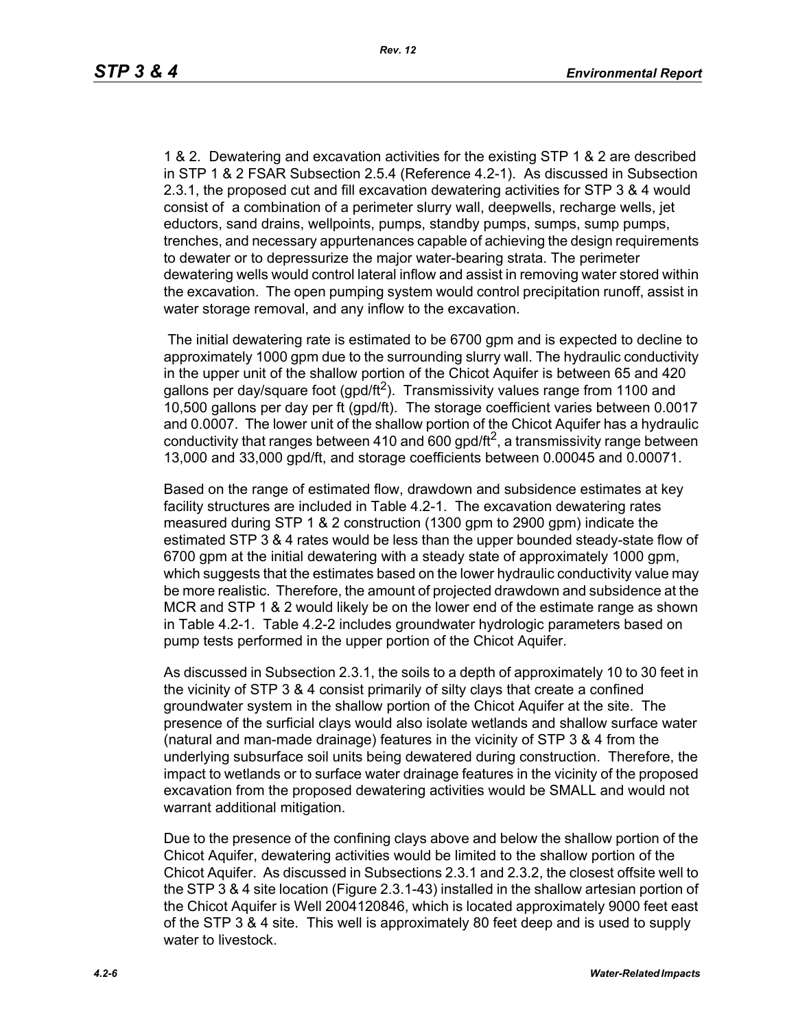1 & 2. Dewatering and excavation activities for the existing STP 1 & 2 are described in STP 1 & 2 FSAR Subsection 2.5.4 (Reference 4.2-1). As discussed in Subsection 2.3.1, the proposed cut and fill excavation dewatering activities for STP 3 & 4 would consist of a combination of a perimeter slurry wall, deepwells, recharge wells, jet eductors, sand drains, wellpoints, pumps, standby pumps, sumps, sump pumps, trenches, and necessary appurtenances capable of achieving the design requirements to dewater or to depressurize the major water-bearing strata. The perimeter dewatering wells would control lateral inflow and assist in removing water stored within the excavation. The open pumping system would control precipitation runoff, assist in water storage removal, and any inflow to the excavation.

The initial dewatering rate is estimated to be 6700 gpm and is expected to decline to approximately 1000 gpm due to the surrounding slurry wall. The hydraulic conductivity in the upper unit of the shallow portion of the Chicot Aquifer is between 65 and 420 gallons per day/square foot (gpd/ft$^2$). Transmissivity values range from 1100 and 10,500 gallons per day per ft (gpd/ft). The storage coefficient varies between 0.0017 and 0.0007. The lower unit of the shallow portion of the Chicot Aquifer has a hydraulic conductivity that ranges between 410 and 600 gpd/ft$^2$, a transmissivity range between 13,000 and 33,000 gpd/ft, and storage coefficients between 0.00045 and 0.00071.

Based on the range of estimated flow, drawdown and subsidence estimates at key facility structures are included in Table 4.2-1. The excavation dewatering rates measured during STP 1 & 2 construction (1300 gpm to 2900 gpm) indicate the estimated STP 3 & 4 rates would be less than the upper bounded steady-state flow of 6700 gpm at the initial dewatering with a steady state of approximately 1000 gpm, which suggests that the estimates based on the lower hydraulic conductivity value may be more realistic. Therefore, the amount of projected drawdown and subsidence at the MCR and STP 1 & 2 would likely be on the lower end of the estimate range as shown in Table 4.2-1. Table 4.2-2 includes groundwater hydrologic parameters based on pump tests performed in the upper portion of the Chicot Aquifer.

As discussed in Subsection 2.3.1, the soils to a depth of approximately 10 to 30 feet in the vicinity of STP 3 & 4 consist primarily of silty clays that create a confined groundwater system in the shallow portion of the Chicot Aquifer at the site. The presence of the surficial clays would also isolate wetlands and shallow surface water (natural and man-made drainage) features in the vicinity of STP 3 & 4 from the underlying subsurface soil units being dewatered during construction. Therefore, the impact to wetlands or to surface water drainage features in the vicinity of the proposed excavation from the proposed dewatering activities would be SMALL and would not warrant additional mitigation.

Due to the presence of the confining clays above and below the shallow portion of the Chicot Aquifer, dewatering activities would be limited to the shallow portion of the Chicot Aquifer. As discussed in Subsections 2.3.1 and 2.3.2, the closest offsite well to the STP 3 & 4 site location (Figure 2.3.1-43) installed in the shallow artesian portion of the Chicot Aquifer is Well 2004120846, which is located approximately 9000 feet east of the STP 3 & 4 site. This well is approximately 80 feet deep and is used to supply water to livestock.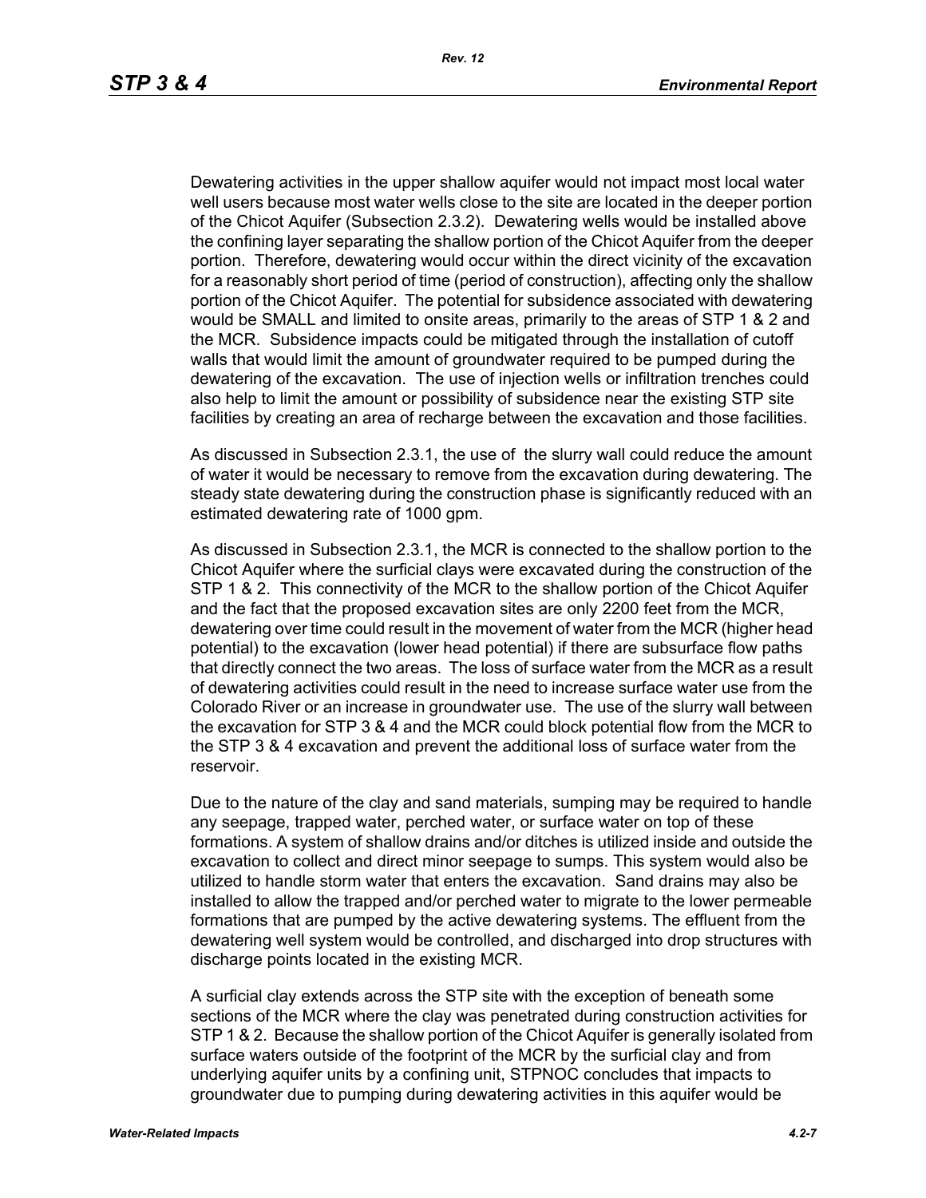Dewatering activities in the upper shallow aquifer would not impact most local water well users because most water wells close to the site are located in the deeper portion of the Chicot Aquifer (Subsection 2.3.2). Dewatering wells would be installed above the confining layer separating the shallow portion of the Chicot Aquifer from the deeper portion. Therefore, dewatering would occur within the direct vicinity of the excavation for a reasonably short period of time (period of construction), affecting only the shallow portion of the Chicot Aquifer. The potential for subsidence associated with dewatering would be SMALL and limited to onsite areas, primarily to the areas of STP 1 & 2 and the MCR. Subsidence impacts could be mitigated through the installation of cutoff walls that would limit the amount of groundwater required to be pumped during the dewatering of the excavation. The use of injection wells or infiltration trenches could also help to limit the amount or possibility of subsidence near the existing STP site facilities by creating an area of recharge between the excavation and those facilities.

As discussed in Subsection 2.3.1, the use of the slurry wall could reduce the amount of water it would be necessary to remove from the excavation during dewatering. The steady state dewatering during the construction phase is significantly reduced with an estimated dewatering rate of 1000 gpm.

As discussed in Subsection 2.3.1, the MCR is connected to the shallow portion to the Chicot Aquifer where the surficial clays were excavated during the construction of the STP 1 & 2. This connectivity of the MCR to the shallow portion of the Chicot Aquifer and the fact that the proposed excavation sites are only 2200 feet from the MCR, dewatering over time could result in the movement of water from the MCR (higher head potential) to the excavation (lower head potential) if there are subsurface flow paths that directly connect the two areas. The loss of surface water from the MCR as a result of dewatering activities could result in the need to increase surface water use from the Colorado River or an increase in groundwater use. The use of the slurry wall between the excavation for STP 3 & 4 and the MCR could block potential flow from the MCR to the STP 3 & 4 excavation and prevent the additional loss of surface water from the reservoir.

Due to the nature of the clay and sand materials, sumping may be required to handle any seepage, trapped water, perched water, or surface water on top of these formations. A system of shallow drains and/or ditches is utilized inside and outside the excavation to collect and direct minor seepage to sumps. This system would also be utilized to handle storm water that enters the excavation. Sand drains may also be installed to allow the trapped and/or perched water to migrate to the lower permeable formations that are pumped by the active dewatering systems. The effluent from the dewatering well system would be controlled, and discharged into drop structures with discharge points located in the existing MCR.

A surficial clay extends across the STP site with the exception of beneath some sections of the MCR where the clay was penetrated during construction activities for STP 1 & 2. Because the shallow portion of the Chicot Aquifer is generally isolated from surface waters outside of the footprint of the MCR by the surficial clay and from underlying aquifer units by a confining unit, STPNOC concludes that impacts to groundwater due to pumping during dewatering activities in this aquifer would be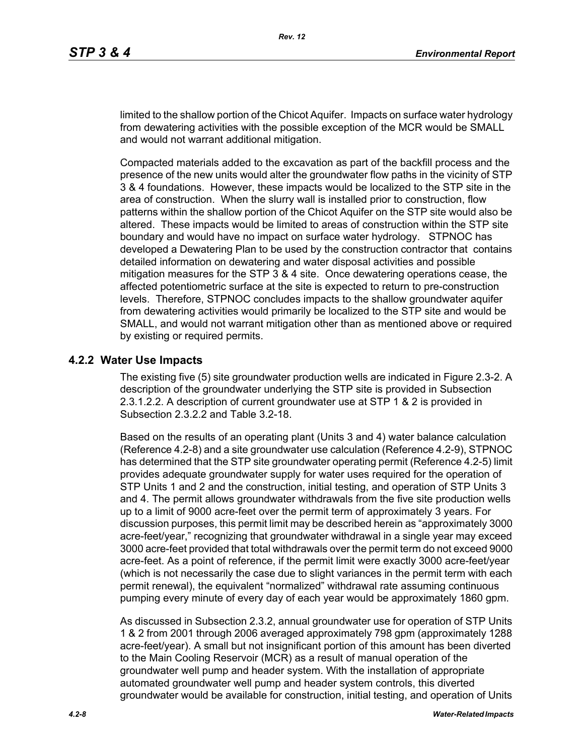limited to the shallow portion of the Chicot Aquifer. Impacts on surface water hydrology from dewatering activities with the possible exception of the MCR would be SMALL and would not warrant additional mitigation.

Compacted materials added to the excavation as part of the backfill process and the presence of the new units would alter the groundwater flow paths in the vicinity of STP 3 & 4 foundations. However, these impacts would be localized to the STP site in the area of construction. When the slurry wall is installed prior to construction, flow patterns within the shallow portion of the Chicot Aquifer on the STP site would also be altered. These impacts would be limited to areas of construction within the STP site boundary and would have no impact on surface water hydrology. STPNOC has developed a Dewatering Plan to be used by the construction contractor that contains detailed information on dewatering and water disposal activities and possible mitigation measures for the STP 3 & 4 site. Once dewatering operations cease, the affected potentiometric surface at the site is expected to return to pre-construction levels. Therefore, STPNOC concludes impacts to the shallow groundwater aquifer from dewatering activities would primarily be localized to the STP site and would be SMALL, and would not warrant mitigation other than as mentioned above or required by existing or required permits.

## 4.2.2 Water Use Impacts

The existing five (5) site groundwater production wells are indicated in Figure 2.3-2. A description of the groundwater underlying the STP site is provided in Subsection 2.3.1.2.2. A description of current groundwater use at STP 1 & 2 is provided in Subsection 2.3.2.2 and Table 3.2-18.

Based on the results of an operating plant (Units 3 and 4) water balance calculation (Reference 4.2-8) and a site groundwater use calculation (Reference 4.2-9), STPNOC has determined that the STP site groundwater operating permit (Reference 4.2-5) limit provides adequate groundwater supply for water uses required for the operation of STP Units 1 and 2 and the construction, initial testing, and operation of STP Units 3 and 4. The permit allows groundwater withdrawals from the five site production wells up to a limit of 9000 acre-feet over the permit term of approximately 3 years. For discussion purposes, this permit limit may be described herein as "approximately 3000 acre-feet/year," recognizing that groundwater withdrawal in a single year may exceed 3000 acre-feet provided that total withdrawals over the permit term do not exceed 9000 acre-feet. As a point of reference, if the permit limit were exactly 3000 acre-feet/year (which is not necessarily the case due to slight variances in the permit term with each permit renewal), the equivalent "normalized" withdrawal rate assuming continuous pumping every minute of every day of each year would be approximately 1860 gpm.

As discussed in Subsection 2.3.2, annual groundwater use for operation of STP Units 1 & 2 from 2001 through 2006 averaged approximately 798 gpm (approximately 1288 acre-feet/year). A small but not insignificant portion of this amount has been diverted to the Main Cooling Reservoir (MCR) as a result of manual operation of the groundwater well pump and header system. With the installation of appropriate automated groundwater well pump and header system controls, this diverted groundwater would be available for construction, initial testing, and operation of Units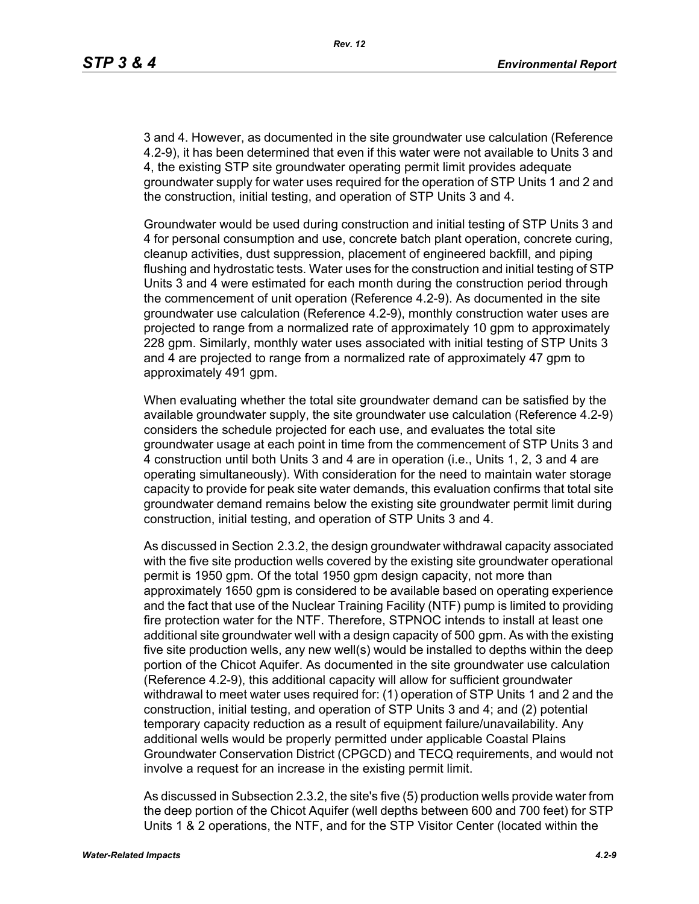3 and 4. However, as documented in the site groundwater use calculation (Reference 4.2-9), it has been determined that even if this water were not available to Units 3 and 4, the existing STP site groundwater operating permit limit provides adequate groundwater supply for water uses required for the operation of STP Units 1 and 2 and the construction, initial testing, and operation of STP Units 3 and 4.

Groundwater would be used during construction and initial testing of STP Units 3 and 4 for personal consumption and use, concrete batch plant operation, concrete curing, cleanup activities, dust suppression, placement of engineered backfill, and piping flushing and hydrostatic tests. Water uses for the construction and initial testing of STP Units 3 and 4 were estimated for each month during the construction period through the commencement of unit operation (Reference 4.2-9). As documented in the site groundwater use calculation (Reference 4.2-9), monthly construction water uses are projected to range from a normalized rate of approximately 10 gpm to approximately 228 gpm. Similarly, monthly water uses associated with initial testing of STP Units 3 and 4 are projected to range from a normalized rate of approximately 47 gpm to approximately 491 gpm.

When evaluating whether the total site groundwater demand can be satisfied by the available groundwater supply, the site groundwater use calculation (Reference 4.2-9) considers the schedule projected for each use, and evaluates the total site groundwater usage at each point in time from the commencement of STP Units 3 and 4 construction until both Units 3 and 4 are in operation (i.e., Units 1, 2, 3 and 4 are operating simultaneously). With consideration for the need to maintain water storage capacity to provide for peak site water demands, this evaluation confirms that total site groundwater demand remains below the existing site groundwater permit limit during construction, initial testing, and operation of STP Units 3 and 4.

As discussed in Section 2.3.2, the design groundwater withdrawal capacity associated with the five site production wells covered by the existing site groundwater operational permit is 1950 gpm. Of the total 1950 gpm design capacity, not more than approximately 1650 gpm is considered to be available based on operating experience and the fact that use of the Nuclear Training Facility (NTF) pump is limited to providing fire protection water for the NTF. Therefore, STPNOC intends to install at least one additional site groundwater well with a design capacity of 500 gpm. As with the existing five site production wells, any new well(s) would be installed to depths within the deep portion of the Chicot Aquifer. As documented in the site groundwater use calculation (Reference 4.2-9), this additional capacity will allow for sufficient groundwater withdrawal to meet water uses required for: (1) operation of STP Units 1 and 2 and the construction, initial testing, and operation of STP Units 3 and 4; and (2) potential temporary capacity reduction as a result of equipment failure/unavailability. Any additional wells would be properly permitted under applicable Coastal Plains Groundwater Conservation District (CPGCD) and TECQ requirements, and would not involve a request for an increase in the existing permit limit.

As discussed in Subsection 2.3.2, the site's five (5) production wells provide water from the deep portion of the Chicot Aquifer (well depths between 600 and 700 feet) for STP Units 1 & 2 operations, the NTF, and for the STP Visitor Center (located within the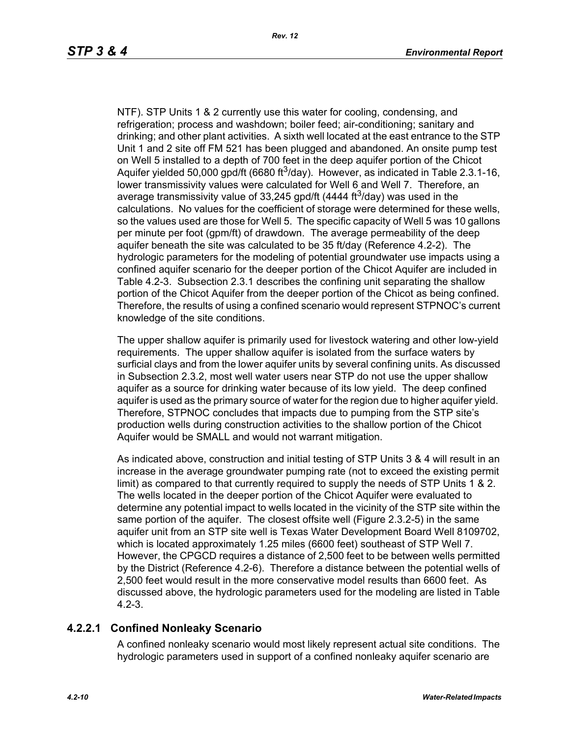NTF). STP Units 1 & 2 currently use this water for cooling, condensing, and refrigeration; process and washdown; boiler feed; air-conditioning; sanitary and drinking; and other plant activities. A sixth well located at the east entrance to the STP Unit 1 and 2 site off FM 521 has been plugged and abandoned. An onsite pump test on Well 5 installed to a depth of 700 feet in the deep aquifer portion of the Chicot Aquifer yielded 50,000 gpd/ft (6680 $ft^3$/day). However, as indicated in Table 2.3.1-16, lower transmissivity values were calculated for Well 6 and Well 7. Therefore, an average transmissivity value of 33,245 gpd/ft (4444 $ft^3$/day) was used in the calculations. No values for the coefficient of storage were determined for these wells, so the values used are those for Well 5. The specific capacity of Well 5 was 10 gallons per minute per foot (gpm/ft) of drawdown. The average permeability of the deep aquifer beneath the site was calculated to be 35 ft/day (Reference 4.2-2). The hydrologic parameters for the modeling of potential groundwater use impacts using a confined aquifer scenario for the deeper portion of the Chicot Aquifer are included in Table 4.2-3. Subsection 2.3.1 describes the confining unit separating the shallow portion of the Chicot Aquifer from the deeper portion of the Chicot as being confined. Therefore, the results of using a confined scenario would represent STPNOC's current knowledge of the site conditions.

The upper shallow aquifer is primarily used for livestock watering and other low-yield requirements. The upper shallow aquifer is isolated from the surface waters by surficial clays and from the lower aquifer units by several confining units. As discussed in Subsection 2.3.2, most well water users near STP do not use the upper shallow aquifer as a source for drinking water because of its low yield. The deep confined aquifer is used as the primary source of water for the region due to higher aquifer yield. Therefore, STPNOC concludes that impacts due to pumping from the STP site's production wells during construction activities to the shallow portion of the Chicot Aquifer would be SMALL and would not warrant mitigation.

As indicated above, construction and initial testing of STP Units 3 & 4 will result in an increase in the average groundwater pumping rate (not to exceed the existing permit limit) as compared to that currently required to supply the needs of STP Units 1 & 2. The wells located in the deeper portion of the Chicot Aquifer were evaluated to determine any potential impact to wells located in the vicinity of the STP site within the same portion of the aquifer. The closest offsite well (Figure 2.3.2-5) in the same aquifer unit from an STP site well is Texas Water Development Board Well 8109702, which is located approximately 1.25 miles (6600 feet) southeast of STP Well 7. However, the CPGCD requires a distance of 2,500 feet to be between wells permitted by the District (Reference 4.2-6). Therefore a distance between the potential wells of 2,500 feet would result in the more conservative model results than 6600 feet. As discussed above, the hydrologic parameters used for the modeling are listed in Table 4.2-3.

### 4.2.2.1 Confined Nonleaky Scenario

A confined nonleaky scenario would most likely represent actual site conditions. The hydrologic parameters used in support of a confined nonleaky aquifer scenario are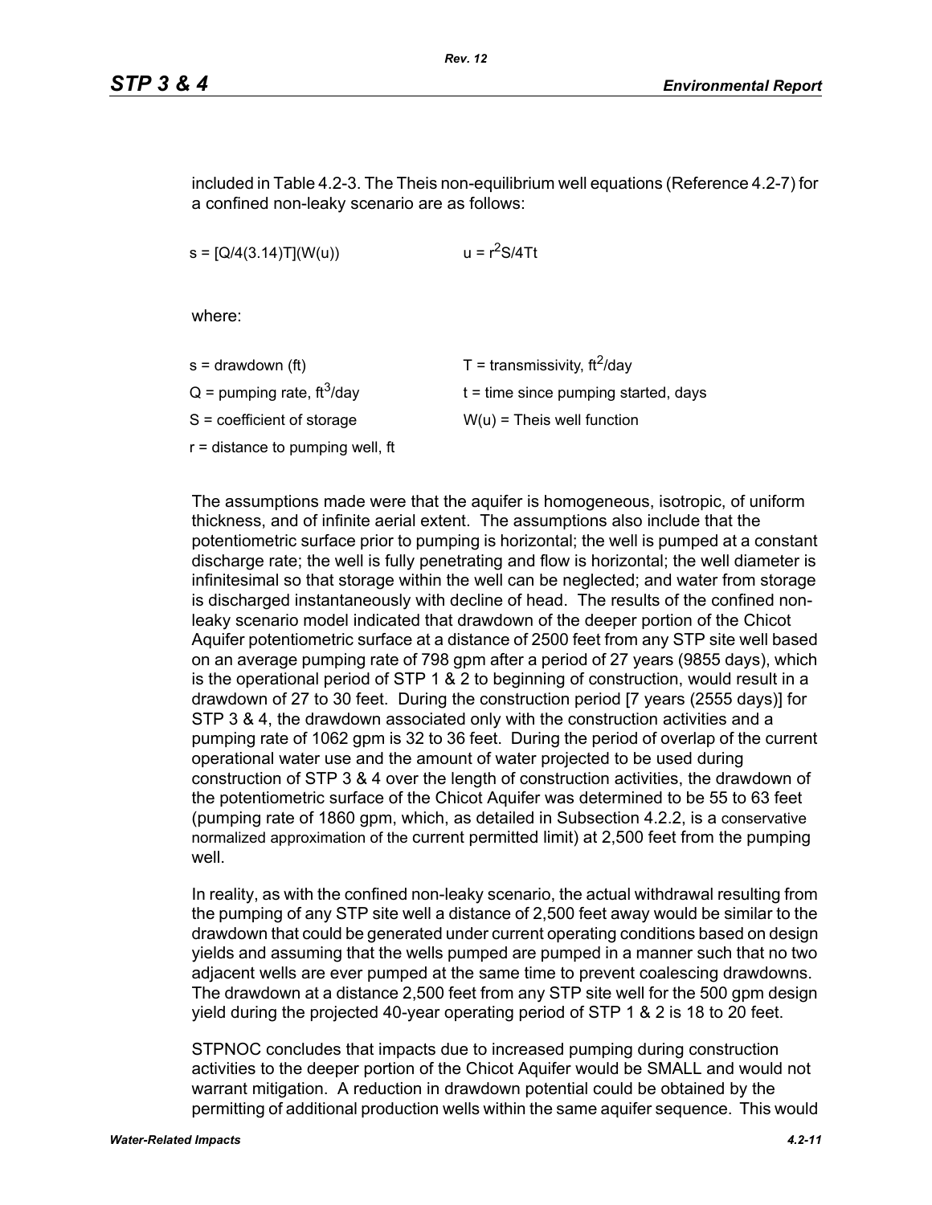included in Table 4.2-3. The Theis non-equilibrium well equations (Reference 4.2-7) for a confined non-leaky scenario are as follows:

$s = [Q/4(3.14)T](W(u))$ $\qquad$ $u = r^2S/4Tt$

where:

| | |
|---|---|
| $s$ = drawdown (ft) | $T$ = transmissivity, $ft^2$/day |
| $Q$ = pumping rate, $ft^3$/day | $t$ = time since pumping started, days |
| $S$ = coefficient of storage | $W(u)$ = Theis well function |
| $r$ = distance to pumping well, ft | |

The assumptions made were that the aquifer is homogeneous, isotropic, of uniform thickness, and of infinite aerial extent. The assumptions also include that the potentiometric surface prior to pumping is horizontal; the well is pumped at a constant discharge rate; the well is fully penetrating and flow is horizontal; the well diameter is infinitesimal so that storage within the well can be neglected; and water from storage is discharged instantaneously with decline of head. The results of the confined non-leaky scenario model indicated that drawdown of the deeper portion of the Chicot Aquifer potentiometric surface at a distance of 2500 feet from any STP site well based on an average pumping rate of 798 gpm after a period of 27 years (9855 days), which is the operational period of STP 1 & 2 to beginning of construction, would result in a drawdown of 27 to 30 feet. During the construction period [7 years (2555 days)] for STP 3 & 4, the drawdown associated only with the construction activities and a pumping rate of 1062 gpm is 32 to 36 feet. During the period of overlap of the current operational water use and the amount of water projected to be used during construction of STP 3 & 4 over the length of construction activities, the drawdown of the potentiometric surface of the Chicot Aquifer was determined to be 55 to 63 feet (pumping rate of 1860 gpm, which, as detailed in Subsection 4.2.2, is a conservative normalized approximation of the current permitted limit) at 2,500 feet from the pumping well.

In reality, as with the confined non-leaky scenario, the actual withdrawal resulting from the pumping of any STP site well a distance of 2,500 feet away would be similar to the drawdown that could be generated under current operating conditions based on design yields and assuming that the wells pumped are pumped in a manner such that no two adjacent wells are ever pumped at the same time to prevent coalescing drawdowns. The drawdown at a distance 2,500 feet from any STP site well for the 500 gpm design yield during the projected 40-year operating period of STP 1 & 2 is 18 to 20 feet.

STPNOC concludes that impacts due to increased pumping during construction activities to the deeper portion of the Chicot Aquifer would be SMALL and would not warrant mitigation. A reduction in drawdown potential could be obtained by the permitting of additional production wells within the same aquifer sequence. This would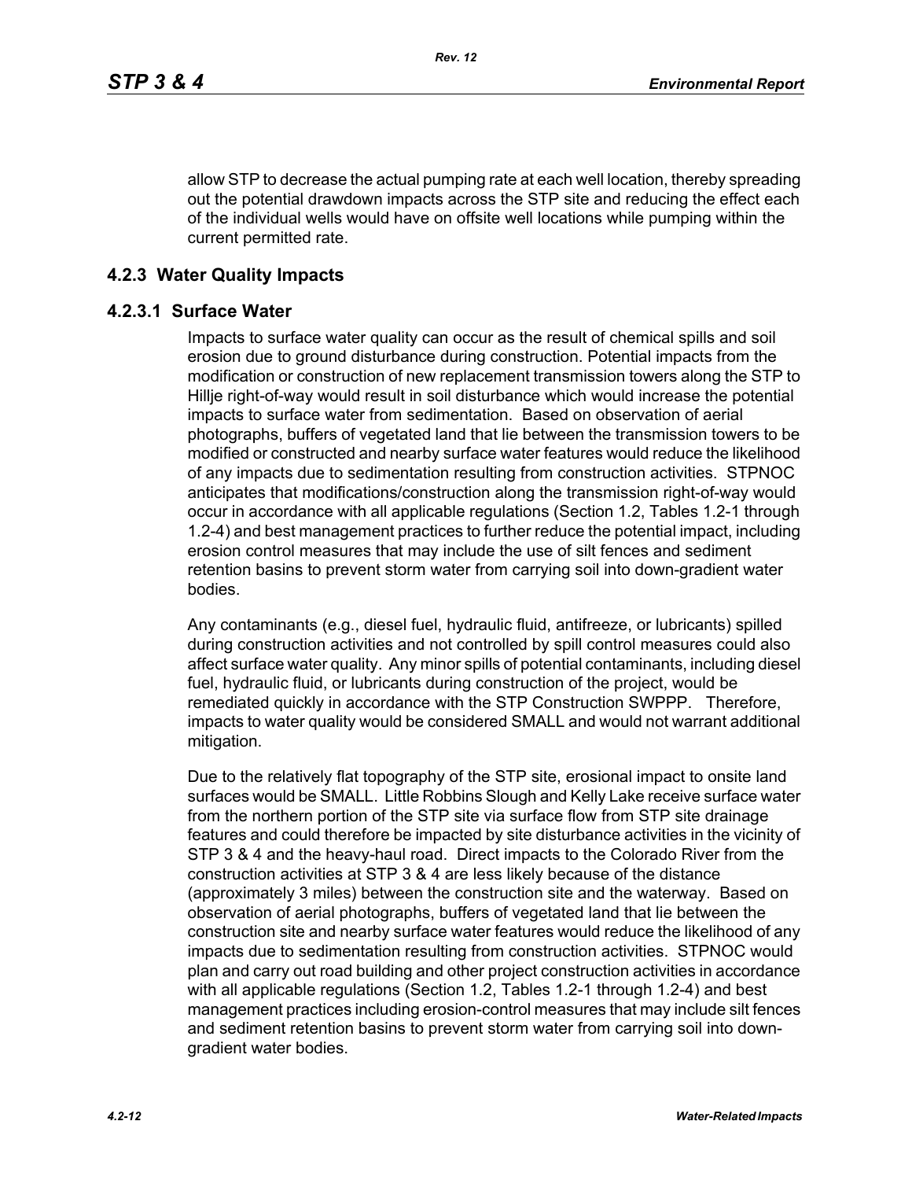allow STP to decrease the actual pumping rate at each well location, thereby spreading out the potential drawdown impacts across the STP site and reducing the effect each of the individual wells would have on offsite well locations while pumping within the current permitted rate.

### 4.2.3 Water Quality Impacts

#### 4.2.3.1 Surface Water

Impacts to surface water quality can occur as the result of chemical spills and soil erosion due to ground disturbance during construction. Potential impacts from the modification or construction of new replacement transmission towers along the STP to Hillje right-of-way would result in soil disturbance which would increase the potential impacts to surface water from sedimentation. Based on observation of aerial photographs, buffers of vegetated land that lie between the transmission towers to be modified or constructed and nearby surface water features would reduce the likelihood of any impacts due to sedimentation resulting from construction activities. STPNOC anticipates that modifications/construction along the transmission right-of-way would occur in accordance with all applicable regulations (Section 1.2, Tables 1.2-1 through 1.2-4) and best management practices to further reduce the potential impact, including erosion control measures that may include the use of silt fences and sediment retention basins to prevent storm water from carrying soil into down-gradient water bodies.

Any contaminants (e.g., diesel fuel, hydraulic fluid, antifreeze, or lubricants) spilled during construction activities and not controlled by spill control measures could also affect surface water quality. Any minor spills of potential contaminants, including diesel fuel, hydraulic fluid, or lubricants during construction of the project, would be remediated quickly in accordance with the STP Construction SWPPP. Therefore, impacts to water quality would be considered SMALL and would not warrant additional mitigation.

Due to the relatively flat topography of the STP site, erosional impact to onsite land surfaces would be SMALL. Little Robbins Slough and Kelly Lake receive surface water from the northern portion of the STP site via surface flow from STP site drainage features and could therefore be impacted by site disturbance activities in the vicinity of STP 3 & 4 and the heavy-haul road. Direct impacts to the Colorado River from the construction activities at STP 3 & 4 are less likely because of the distance (approximately 3 miles) between the construction site and the waterway. Based on observation of aerial photographs, buffers of vegetated land that lie between the construction site and nearby surface water features would reduce the likelihood of any impacts due to sedimentation resulting from construction activities. STPNOC would plan and carry out road building and other project construction activities in accordance with all applicable regulations (Section 1.2, Tables 1.2-1 through 1.2-4) and best management practices including erosion-control measures that may include silt fences and sediment retention basins to prevent storm water from carrying soil into down-gradient water bodies.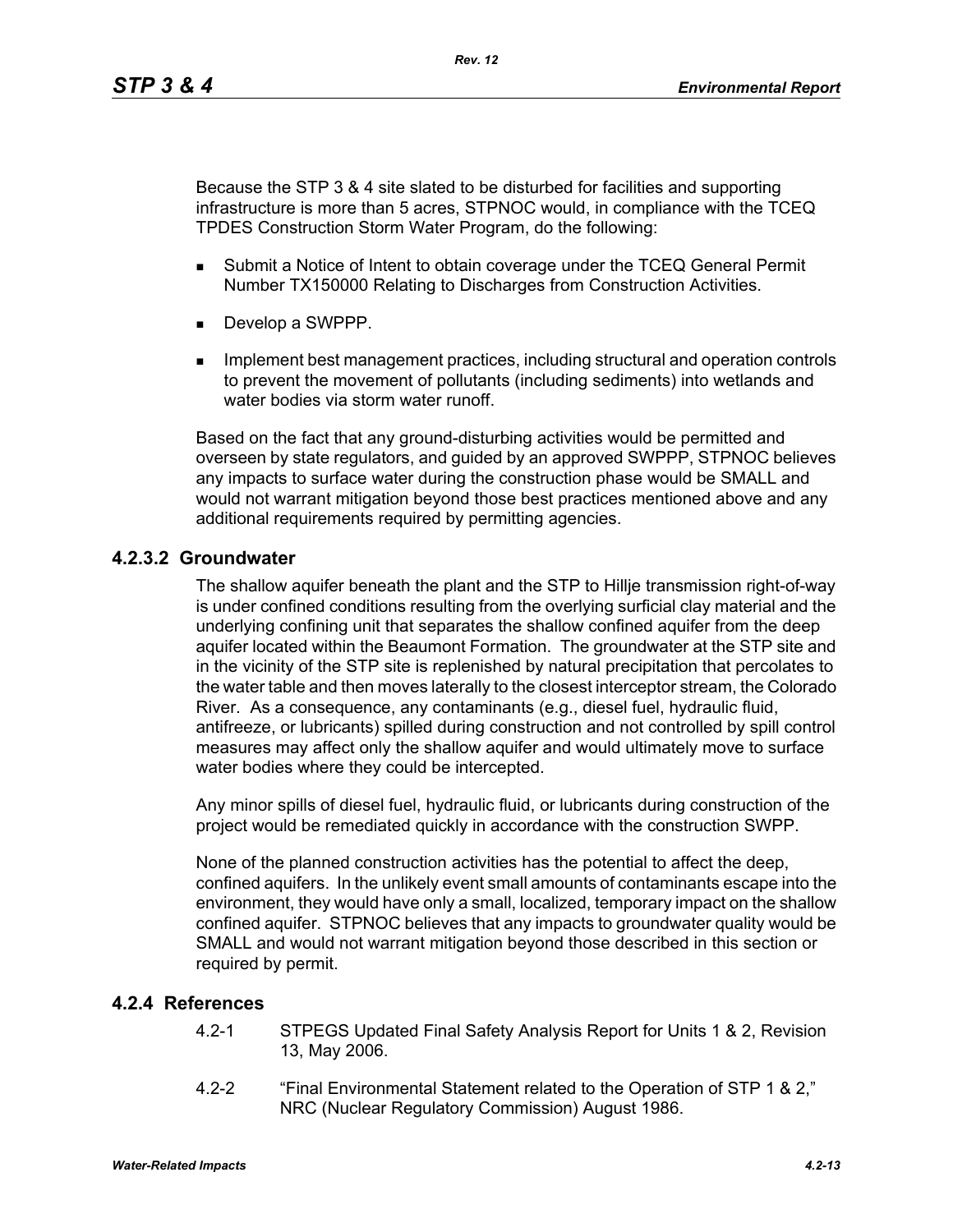Because the STP 3 & 4 site slated to be disturbed for facilities and supporting infrastructure is more than 5 acres, STPNOC would, in compliance with the TCEQ TPDES Construction Storm Water Program, do the following:

- Submit a Notice of Intent to obtain coverage under the TCEQ General Permit Number TX150000 Relating to Discharges from Construction Activities.
- Develop a SWPPP.
- Implement best management practices, including structural and operation controls to prevent the movement of pollutants (including sediments) into wetlands and water bodies via storm water runoff.

Based on the fact that any ground-disturbing activities would be permitted and overseen by state regulators, and guided by an approved SWPPP, STPNOC believes any impacts to surface water during the construction phase would be SMALL and would not warrant mitigation beyond those best practices mentioned above and any additional requirements required by permitting agencies.

### 4.2.3.2 Groundwater

The shallow aquifer beneath the plant and the STP to Hillje transmission right-of-way is under confined conditions resulting from the overlying surficial clay material and the underlying confining unit that separates the shallow confined aquifer from the deep aquifer located within the Beaumont Formation. The groundwater at the STP site and in the vicinity of the STP site is replenished by natural precipitation that percolates to the water table and then moves laterally to the closest interceptor stream, the Colorado River. As a consequence, any contaminants (e.g., diesel fuel, hydraulic fluid, antifreeze, or lubricants) spilled during construction and not controlled by spill control measures may affect only the shallow aquifer and would ultimately move to surface water bodies where they could be intercepted.

Any minor spills of diesel fuel, hydraulic fluid, or lubricants during construction of the project would be remediated quickly in accordance with the construction SWPP.

None of the planned construction activities has the potential to affect the deep, confined aquifers. In the unlikely event small amounts of contaminants escape into the environment, they would have only a small, localized, temporary impact on the shallow confined aquifer. STPNOC believes that any impacts to groundwater quality would be SMALL and would not warrant mitigation beyond those described in this section or required by permit.

## 4.2.4 References

4.2-1 STPEGS Updated Final Safety Analysis Report for Units 1 & 2, Revision 13, May 2006.

4.2-2 "Final Environmental Statement related to the Operation of STP 1 & 2," NRC (Nuclear Regulatory Commission) August 1986.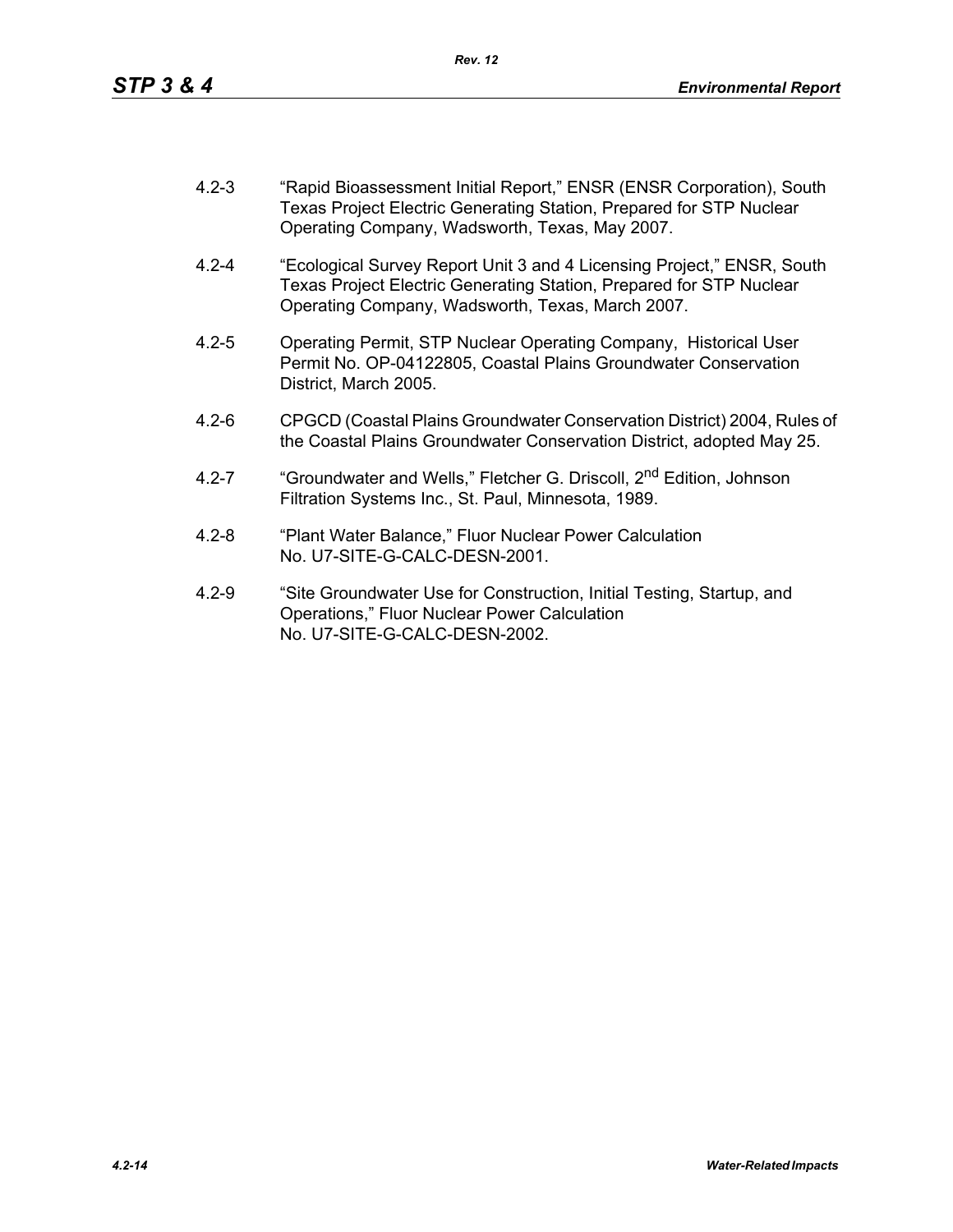4.2-3 "Rapid Bioassessment Initial Report," ENSR (ENSR Corporation), South Texas Project Electric Generating Station, Prepared for STP Nuclear Operating Company, Wadsworth, Texas, May 2007.

4.2-4 "Ecological Survey Report Unit 3 and 4 Licensing Project," ENSR, South Texas Project Electric Generating Station, Prepared for STP Nuclear Operating Company, Wadsworth, Texas, March 2007.

4.2-5 Operating Permit, STP Nuclear Operating Company, Historical User Permit No. OP-04122805, Coastal Plains Groundwater Conservation District, March 2005.

4.2-6 CPGCD (Coastal Plains Groundwater Conservation District) 2004, Rules of the Coastal Plains Groundwater Conservation District, adopted May 25.

4.2-7 "Groundwater and Wells," Fletcher G. Driscoll, 2nd Edition, Johnson Filtration Systems Inc., St. Paul, Minnesota, 1989.

4.2-8 "Plant Water Balance," Fluor Nuclear Power Calculation No. U7-SITE-G-CALC-DESN-2001.

4.2-9 "Site Groundwater Use for Construction, Initial Testing, Startup, and Operations," Fluor Nuclear Power Calculation No. U7-SITE-G-CALC-DESN-2002.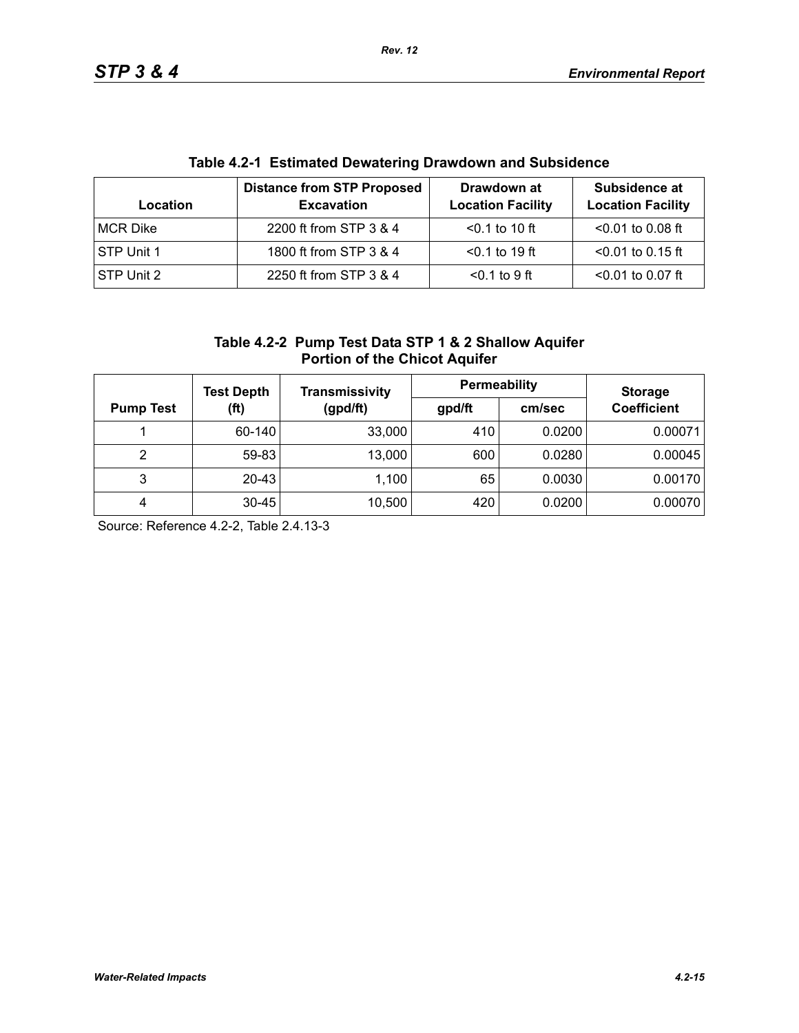**Table 4.2-1 Estimated Dewatering Drawdown and Subsidence**

| Location | Distance from STP Proposed Excavation | Drawdown at Location Facility | Subsidence at Location Facility |
|---|---|---|---|
| MCR Dike | 2200 ft from STP 3 & 4 | <0.1 to 10 ft | <0.01 to 0.08 ft |
| STP Unit 1 | 1800 ft from STP 3 & 4 | <0.1 to 19 ft | <0.01 to 0.15 ft |
| STP Unit 2 | 2250 ft from STP 3 & 4 | <0.1 to 9 ft | <0.01 to 0.07 ft |

**Table 4.2-2 Pump Test Data STP 1 & 2 Shallow Aquifer Portion of the Chicot Aquifer**

| Pump Test | Test Depth (ft) | Transmissivity (gpd/ft) | Permeability | | Storage Coefficient |
|---|---|---|---|---|---|
| | | | gpd/ft | cm/sec | |
| 1 | 60-140 | 33,000 | 410 | 0.0200 | 0.00071 |
| 2 | 59-83 | 13,000 | 600 | 0.0280 | 0.00045 |
| 3 | 20-43 | 1,100 | 65 | 0.0030 | 0.00170 |
| 4 | 30-45 | 10,500 | 420 | 0.0200 | 0.00070 |

Source: Reference 4.2-2, Table 2.4.13-3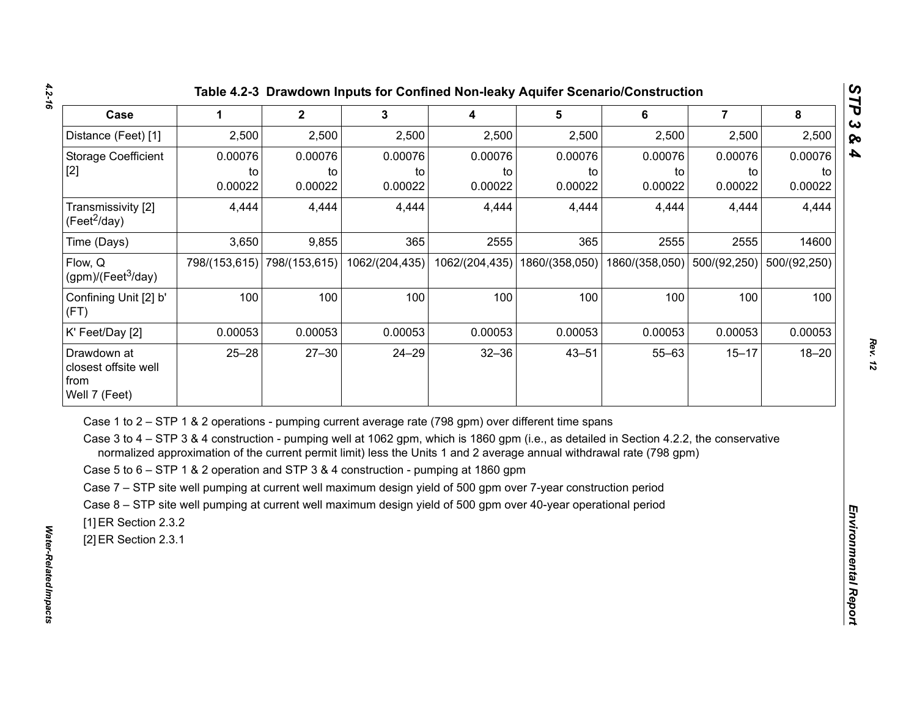## Table 4.2-3 Drawdown Inputs for Confined Non-leaky Aquifer Scenario/Construction

| Case | 1 | 2 | 3 | 4 | 5 | 6 | 7 | 8 |
|---|---|---|---|---|---|---|---|---|
| Distance (Feet) [1] | 2,500 | 2,500 | 2,500 | 2,500 | 2,500 | 2,500 | 2,500 | 2,500 |
| Storage Coefficient [2] | 0.00076 to 0.00022 | 0.00076 to 0.00022 | 0.00076 to 0.00022 | 0.00076 to 0.00022 | 0.00076 to 0.00022 | 0.00076 to 0.00022 | 0.00076 to 0.00022 | 0.00076 to 0.00022 |
| Transmissivity [2] ($Feet^2$/day) | 4,444 | 4,444 | 4,444 | 4,444 | 4,444 | 4,444 | 4,444 | 4,444 |
| Time (Days) | 3,650 | 9,855 | 365 | 2555 | 365 | 2555 | 2555 | 14600 |
| Flow, Q (gpm)/($Feet^3$/day) | 798/(153,615) | 798/(153,615) | 1062/(204,435) | 1062/(204,435) | 1860/(358,050) | 1860/(358,050) | 500/(92,250) | 500/(92,250) |
| Confining Unit [2] b' (FT) | 100 | 100 | 100 | 100 | 100 | 100 | 100 | 100 |
| K' Feet/Day [2] | 0.00053 | 0.00053 | 0.00053 | 0.00053 | 0.00053 | 0.00053 | 0.00053 | 0.00053 |
| Drawdown at closest offsite well from Well 7 (Feet) | 25–28 | 27–30 | 24–29 | 32–36 | 43–51 | 55–63 | 15–17 | 18–20 |

Case 1 to 2 – STP 1 & 2 operations - pumping current average rate (798 gpm) over different time spans

Case 3 to 4 – STP 3 & 4 construction - pumping well at 1062 gpm, which is 1860 gpm (i.e., as detailed in Section 4.2.2, the conservative normalized approximation of the current permit limit) less the Units 1 and 2 average annual withdrawal rate (798 gpm)

Case 5 to 6 – STP 1 & 2 operation and STP 3 & 4 construction - pumping at 1860 gpm

Case 7 – STP site well pumping at current well maximum design yield of 500 gpm over 7-year construction period

Case 8 – STP site well pumping at current well maximum design yield of 500 gpm over 40-year operational period

[1] ER Section 2.3.2

[2] ER Section 2.3.1